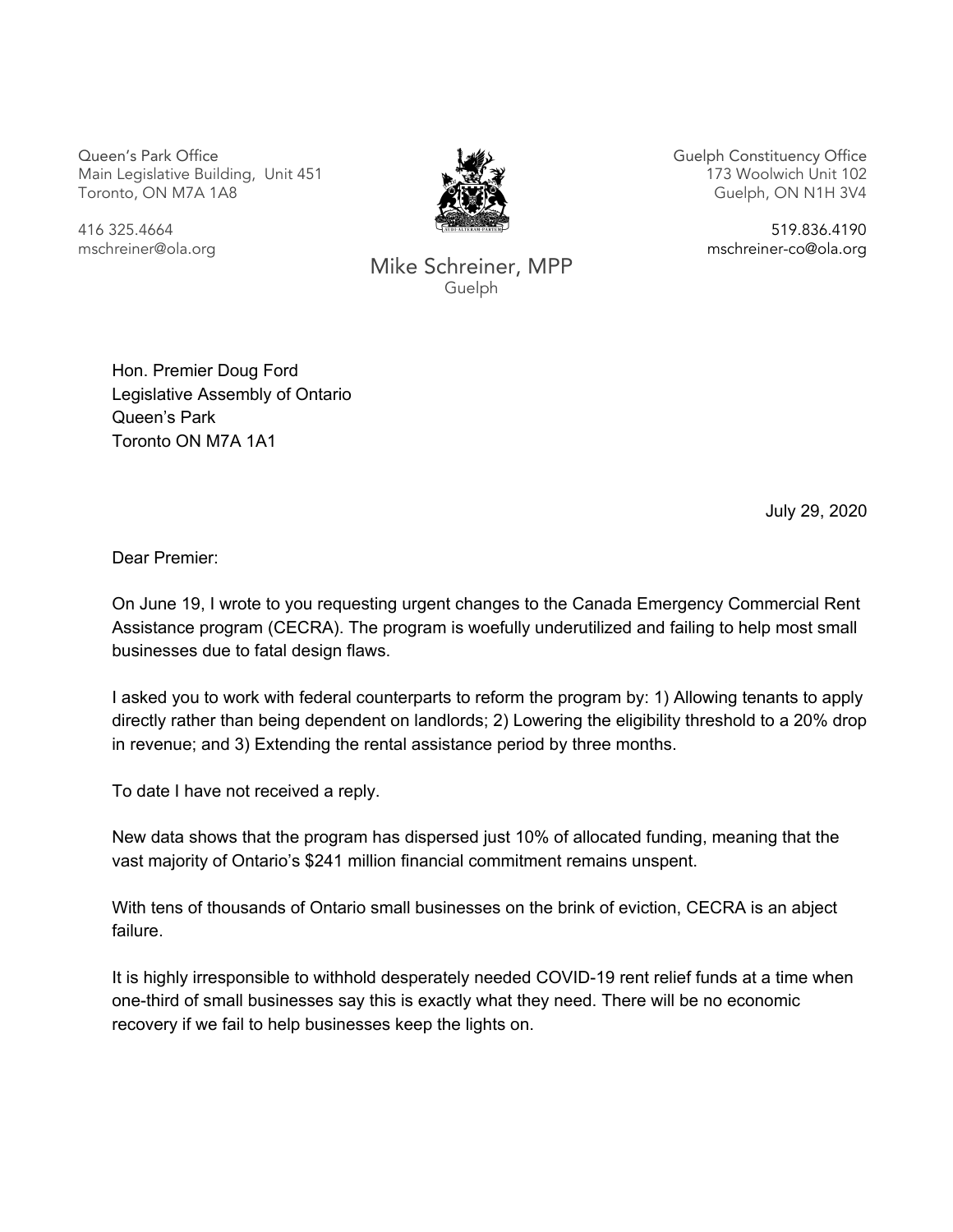Queen's Park Office
Main Legislative Building, Unit 451
Toronto, ON M7A 1A8

416 325.4664
mschreiner@ola.org

Guelph Constituency Office
173 Woolwich Unit 102
Guelph, ON N1H 3V4

519.836.4190
mschreiner-co@ola.org

Mike Schreiner, MPP
Guelph

Hon. Premier Doug Ford
Legislative Assembly of Ontario
Queen's Park
Toronto ON M7A 1A1

July 29, 2020

Dear Premier:

On June 19, I wrote to you requesting urgent changes to the Canada Emergency Commercial Rent Assistance program (CECRA). The program is woefully underutilized and failing to help most small businesses due to fatal design flaws.

I asked you to work with federal counterparts to reform the program by: 1) Allowing tenants to apply directly rather than being dependent on landlords; 2) Lowering the eligibility threshold to a 20% drop in revenue; and 3) Extending the rental assistance period by three months.

To date I have not received a reply.

New data shows that the program has dispersed just 10% of allocated funding, meaning that the vast majority of Ontario's $241 million financial commitment remains unspent.

With tens of thousands of Ontario small businesses on the brink of eviction, CECRA is an abject failure.

It is highly irresponsible to withhold desperately needed COVID-19 rent relief funds at a time when one-third of small businesses say this is exactly what they need. There will be no economic recovery if we fail to help businesses keep the lights on.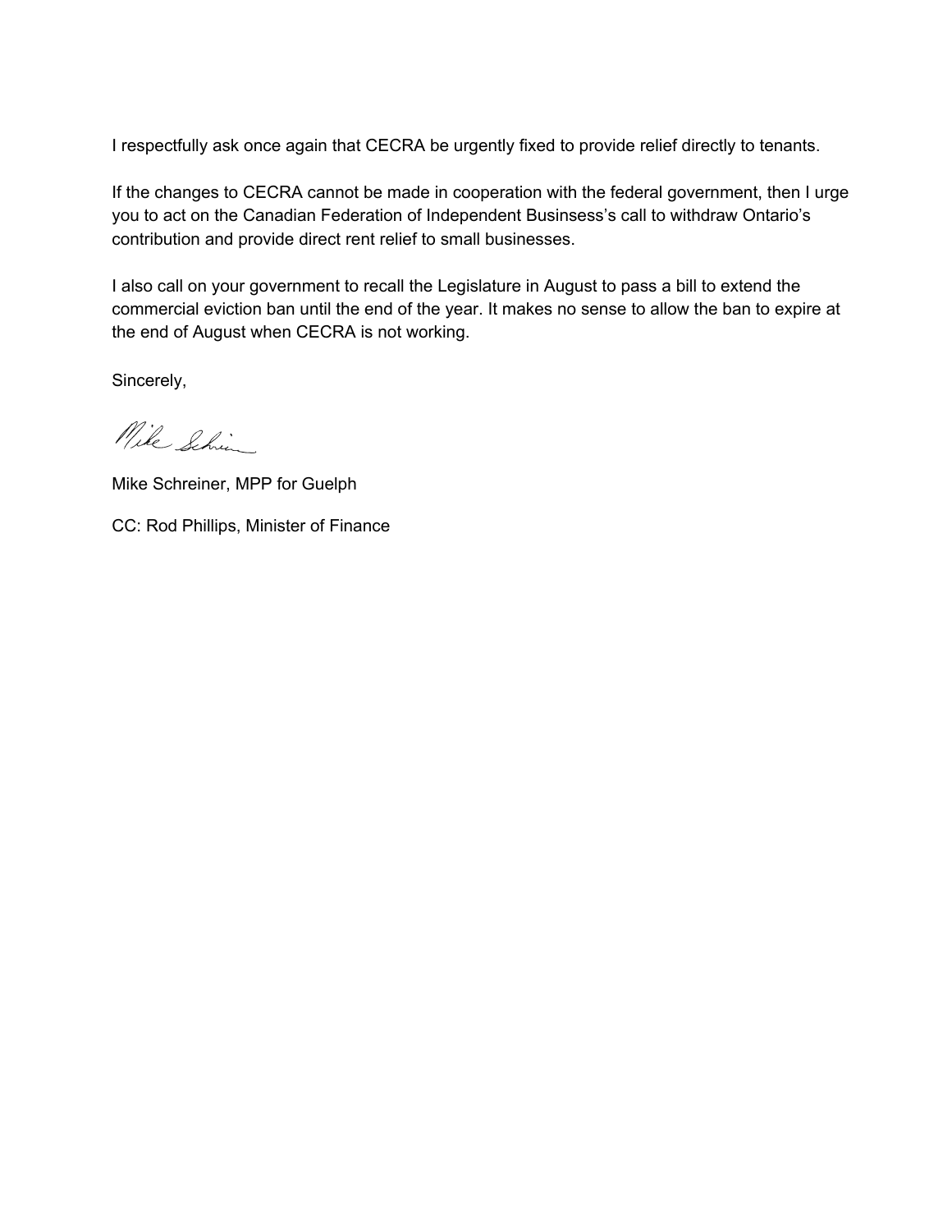I respectfully ask once again that CECRA be urgently fixed to provide relief directly to tenants.

If the changes to CECRA cannot be made in cooperation with the federal government, then I urge you to act on the Canadian Federation of Independent Businsess's call to withdraw Ontario's contribution and provide direct rent relief to small businesses.

I also call on your government to recall the Legislature in August to pass a bill to extend the commercial eviction ban until the end of the year. It makes no sense to allow the ban to expire at the end of August when CECRA is not working.

Sincerely,

Mike Schreiner, MPP for Guelph

CC: Rod Phillips, Minister of Finance